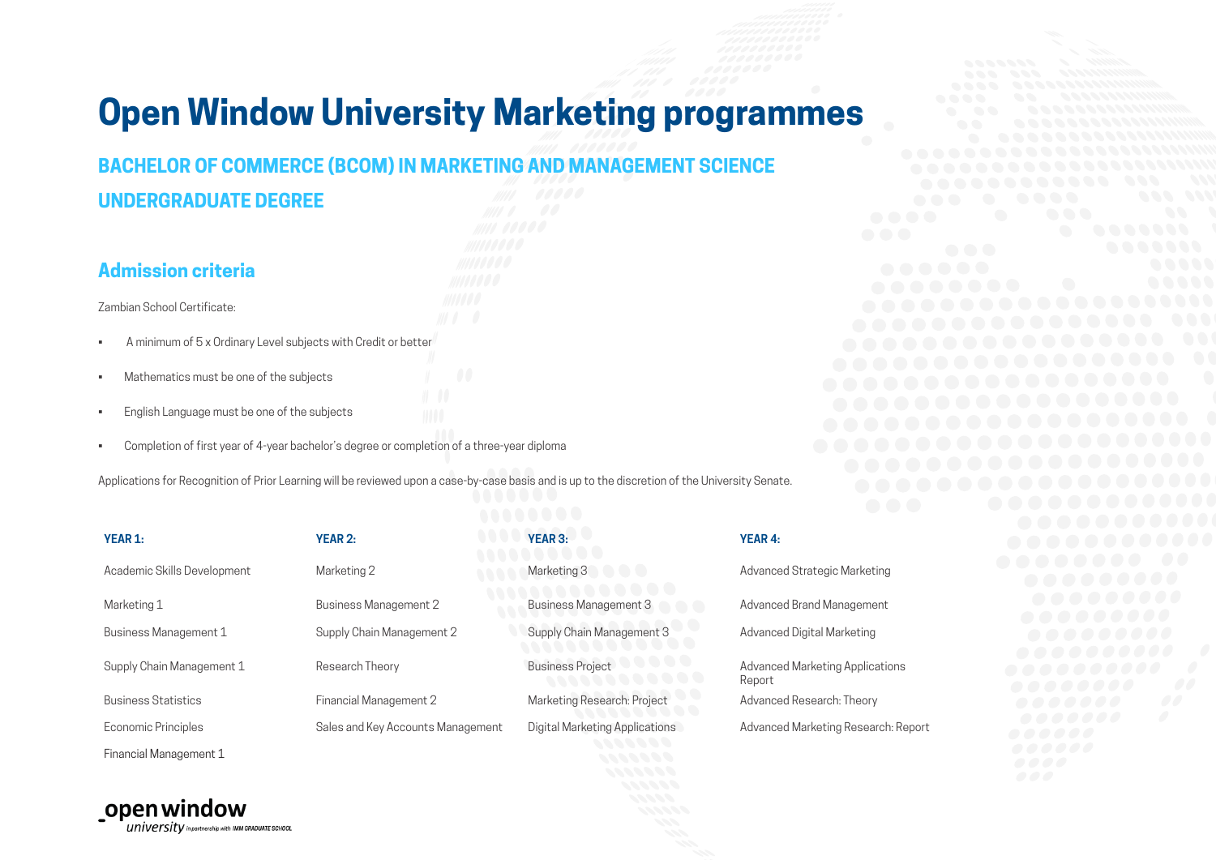# Open Window University Marketing programmes

## BACHELOR OF COMMERCE (BCOM) IN MARKETING AND MANAGEMENT SCIENCE UNDERGRADUATE DEGREE

### Admission criteria

Zambian School Certificate:

- A minimum of 5 x Ordinary Level subjects with Credit or better
- Mathematics must be one of the subjects
- English Language must be one of the subjects
- Completion of first year of 4-year bachelor's degree or completion of a three-year diploma

Applications for Recognition of Prior Learning will be reviewed upon a case-by-case basis and is up to the discretion of the University Senate.

| YEAR 1: | YEAR 2: | YEAR 3: | YEAR 4: |
|---|---|---|---|
| Academic Skills Development | Marketing 2 | Marketing 3 | Advanced Strategic Marketing |
| Marketing 1 | Business Management 2 | Business Management 3 | Advanced Brand Management |
| Business Management 1 | Supply Chain Management 2 | Supply Chain Management 3 | Advanced Digital Marketing |
| Supply Chain Management 1 | Research Theory | Business Project | Advanced Marketing Applications Report |
| Business Statistics | Financial Management 2 | Marketing Research: Project | Advanced Research: Theory |
| Economic Principles | Sales and Key Accounts Management | Digital Marketing Applications | Advanced Marketing Research: Report |
| Financial Management 1 | | | |

open window university in partnership with IMM GRADUATE SCHOOL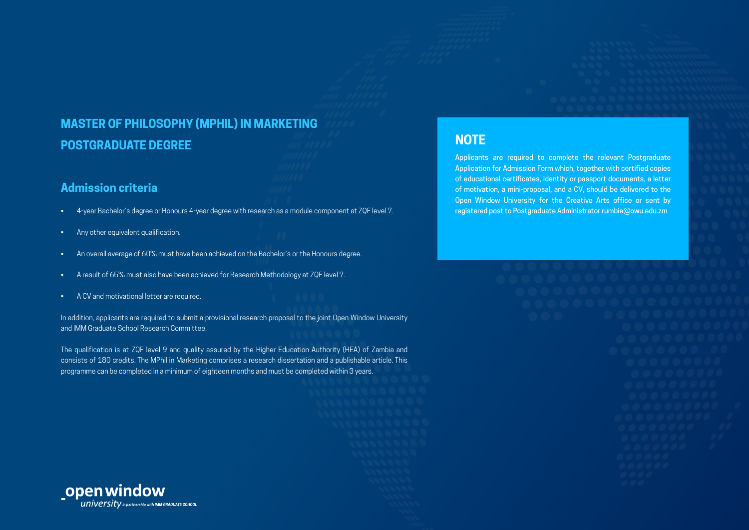# MASTER OF PHILOSOPHY (MPHIL) IN MARKETING POSTGRADUATE DEGREE

## Admission criteria

- 4-year Bachelor's degree or Honours 4-year degree with research as a module component at ZQF level 7.
- Any other equivalent qualification.
- An overall average of 60% must have been achieved on the Bachelor's or the Honours degree.
- A result of 65% must also have been achieved for Research Methodology at ZQF level 7.
- A CV and motivational letter are required.

In addition, applicants are required to submit a provisional research proposal to the joint Open Window University and IMM Graduate School Research Committee.

The qualification is at ZQF level 9 and quality assured by the Higher Education Authority (HEA) of Zambia and consists of 180 credits. The MPhil in Marketing comprises a research dissertation and a publishable article. This programme can be completed in a minimum of eighteen months and must be completed within 3 years.

## NOTE

Applicants are required to complete the relevant Postgraduate Application for Admission Form which, together with certified copies of educational certificates, identity or passport documents, a letter of motivation, a mini-proposal, and a CV, should be delivered to the Open Window University for the Creative Arts office or sent by registered post to Postgraduate Administrator rumbie@owu.edu.zm

open window university in partnership with IMM GRADUATE SCHOOL